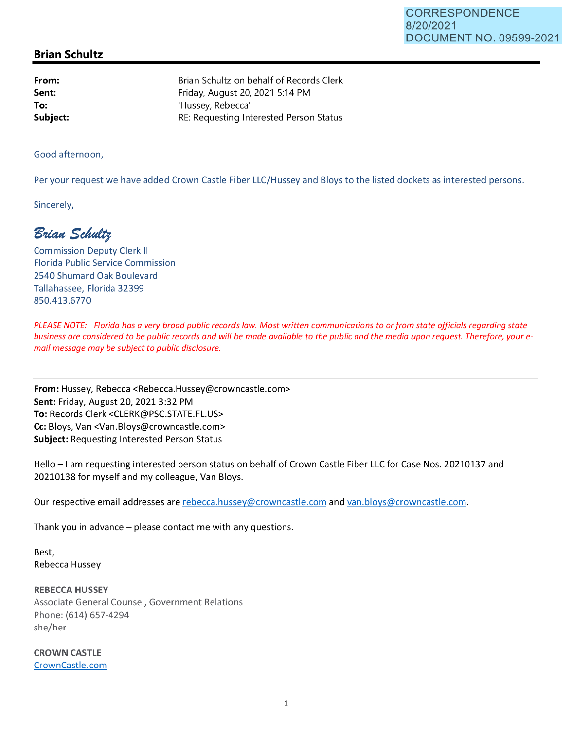CORRESPONDENCE
8/20/2021
DOCUMENT NO. 09599-2021

## Brian Schultz

| | |
|---|---|
| **From:** | Brian Schultz on behalf of Records Clerk |
| **Sent:** | Friday, August 20, 2021 5:14 PM |
| **To:** | 'Hussey, Rebecca' |
| **Subject:** | RE: Requesting Interested Person Status |

Good afternoon,

Per your request we have added Crown Castle Fiber LLC/Hussey and Bloys to the listed dockets as interested persons.

Sincerely,

*Brian Schultz*

Commission Deputy Clerk II
Florida Public Service Commission
2540 Shumard Oak Boulevard
Tallahassee, Florida 32399
850.413.6770

*PLEASE NOTE: Florida has a very broad public records law. Most written communications to or from state officials regarding state business are considered to be public records and will be made available to the public and the media upon request. Therefore, your e-mail message may be subject to public disclosure.*

---

**From:** Hussey, Rebecca <Rebecca.Hussey@crowncastle.com>
**Sent:** Friday, August 20, 2021 3:32 PM
**To:** Records Clerk <CLERK@PSC.STATE.FL.US>
**Cc:** Bloys, Van <Van.Bloys@crowncastle.com>
**Subject:** Requesting Interested Person Status

Hello – I am requesting interested person status on behalf of Crown Castle Fiber LLC for Case Nos. 20210137 and 20210138 for myself and my colleague, Van Bloys.

Our respective email addresses are rebecca.hussey@crowncastle.com and van.bloys@crowncastle.com.

Thank you in advance – please contact me with any questions.

Best,
Rebecca Hussey

**REBECCA HUSSEY**
Associate General Counsel, Government Relations
Phone: (614) 657-4294
she/her

**CROWN CASTLE**
CrownCastle.com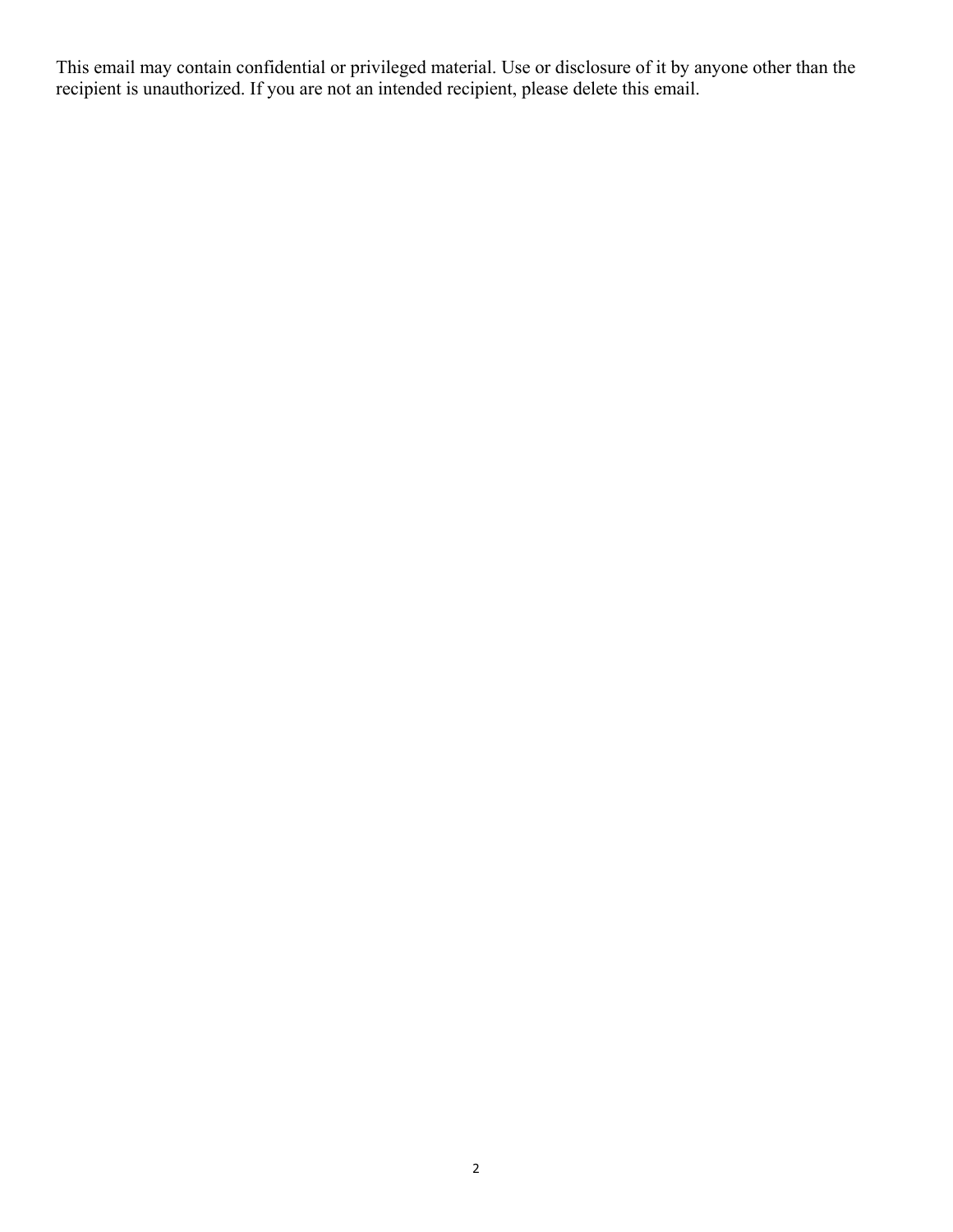This email may contain confidential or privileged material. Use or disclosure of it by anyone other than the recipient is unauthorized. If you are not an intended recipient, please delete this email.